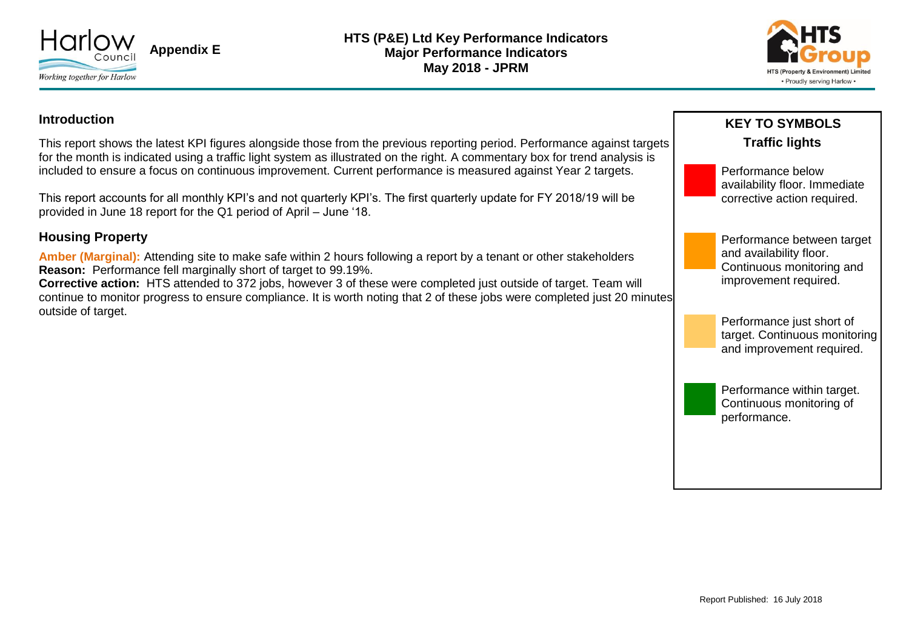Appendix E

# HTS (P&E) Ltd Key Performance Indicators
## Major Performance Indicators
## May 2018 - JPRM

### Introduction

This report shows the latest KPI figures alongside those from the previous reporting period. Performance against targets for the month is indicated using a traffic light system as illustrated on the right. A commentary box for trend analysis is included to ensure a focus on continuous improvement. Current performance is measured against Year 2 targets.

This report accounts for all monthly KPI's and not quarterly KPI's. The first quarterly update for FY 2018/19 will be provided in June 18 report for the Q1 period of April – June '18.

### Housing Property

**Amber (Marginal):** Attending site to make safe within 2 hours following a report by a tenant or other stakeholders
**Reason:** Performance fell marginally short of target to 99.19%.
**Corrective action:** HTS attended to 372 jobs, however 3 of these were completed just outside of target. Team will continue to monitor progress to ensure compliance. It is worth noting that 2 of these jobs were completed just 20 minutes outside of target.

### KEY TO SYMBOLS

**Traffic lights**

- Red: Performance below availability floor. Immediate corrective action required.
- Amber: Performance between target and availability floor. Continuous monitoring and improvement required.
- Light amber: Performance just short of target. Continuous monitoring and improvement required.
- Green: Performance within target. Continuous monitoring of performance.

Report Published: 16 July 2018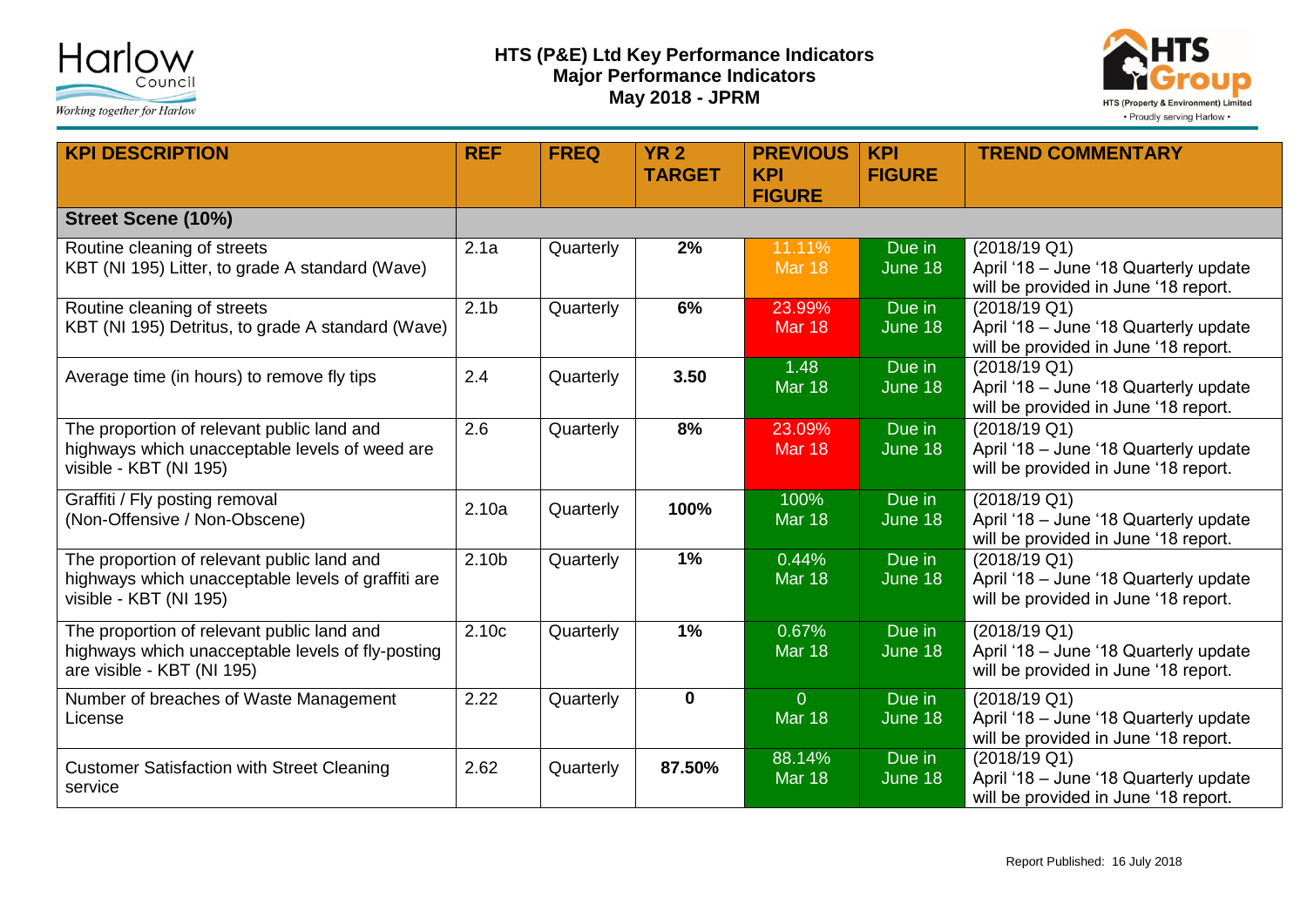**HTS (P&E) Ltd Key Performance Indicators**
**Major Performance Indicators**
**May 2018 - JPRM**

| KPI DESCRIPTION | REF | FREQ | YR 2 TARGET | PREVIOUS KPI FIGURE | KPI FIGURE | TREND COMMENTARY |
|---|---|---|---|---|---|---|
| **Street Scene (10%)** | | | | | | |
| Routine cleaning of streets<br>KBT (NI 195) Litter, to grade A standard (Wave) | 2.1a | Quarterly | **2%** | 11.11%<br>Mar 18 | Due in June 18 | (2018/19 Q1)<br>April '18 – June '18 Quarterly update will be provided in June '18 report. |
| Routine cleaning of streets<br>KBT (NI 195) Detritus, to grade A standard (Wave) | 2.1b | Quarterly | **6%** | 23.99%<br>Mar 18 | Due in June 18 | (2018/19 Q1)<br>April '18 – June '18 Quarterly update will be provided in June '18 report. |
| Average time (in hours) to remove fly tips | 2.4 | Quarterly | **3.50** | 1.48<br>Mar 18 | Due in June 18 | (2018/19 Q1)<br>April '18 – June '18 Quarterly update will be provided in June '18 report. |
| The proportion of relevant public land and highways which unacceptable levels of weed are visible - KBT (NI 195) | 2.6 | Quarterly | **8%** | 23.09%<br>Mar 18 | Due in June 18 | (2018/19 Q1)<br>April '18 – June '18 Quarterly update will be provided in June '18 report. |
| Graffiti / Fly posting removal<br>(Non-Offensive / Non-Obscene) | 2.10a | Quarterly | **100%** | 100%<br>Mar 18 | Due in June 18 | (2018/19 Q1)<br>April '18 – June '18 Quarterly update will be provided in June '18 report. |
| The proportion of relevant public land and highways which unacceptable levels of graffiti are visible - KBT (NI 195) | 2.10b | Quarterly | **1%** | 0.44%<br>Mar 18 | Due in June 18 | (2018/19 Q1)<br>April '18 – June '18 Quarterly update will be provided in June '18 report. |
| The proportion of relevant public land and highways which unacceptable levels of fly-posting are visible - KBT (NI 195) | 2.10c | Quarterly | **1%** | 0.67%<br>Mar 18 | Due in June 18 | (2018/19 Q1)<br>April '18 – June '18 Quarterly update will be provided in June '18 report. |
| Number of breaches of Waste Management License | 2.22 | Quarterly | **0** | 0<br>Mar 18 | Due in June 18 | (2018/19 Q1)<br>April '18 – June '18 Quarterly update will be provided in June '18 report. |
| Customer Satisfaction with Street Cleaning service | 2.62 | Quarterly | **87.50%** | 88.14%<br>Mar 18 | Due in June 18 | (2018/19 Q1)<br>April '18 – June '18 Quarterly update will be provided in June '18 report. |

Report Published: 16 July 2018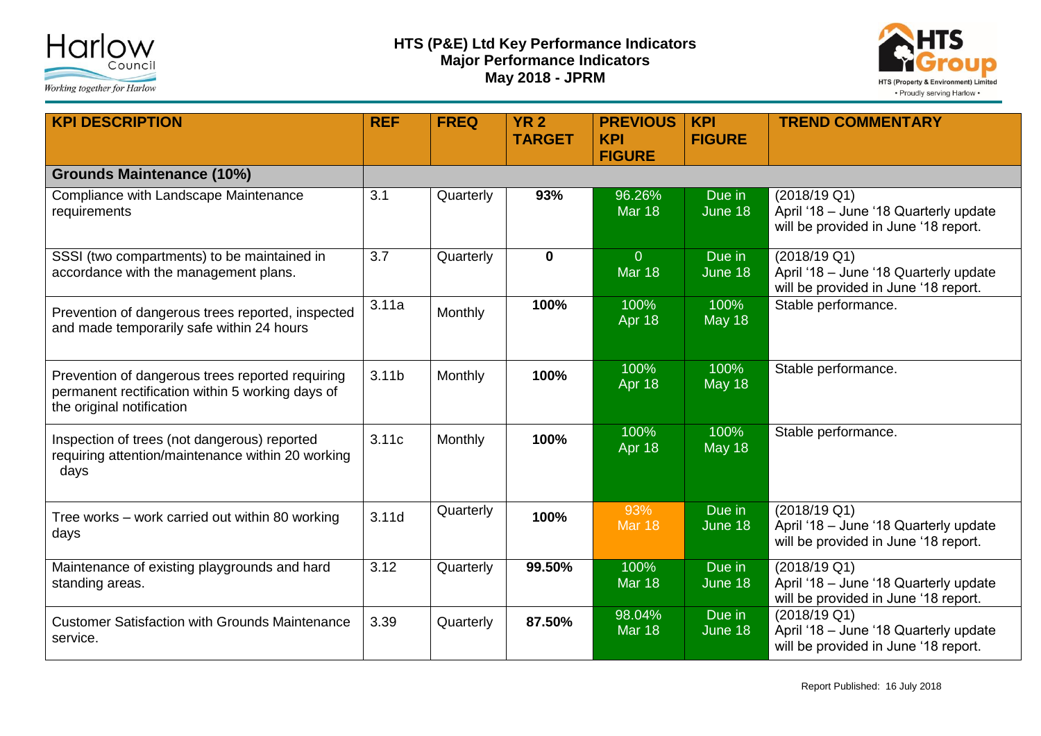**HTS (P&E) Ltd Key Performance Indicators**
**Major Performance Indicators**
**May 2018 - JPRM**

| KPI DESCRIPTION | REF | FREQ | YR 2 TARGET | PREVIOUS KPI FIGURE | KPI FIGURE | TREND COMMENTARY |
|---|---|---|---|---|---|---|
| **Grounds Maintenance (10%)** | | | | | | |
| Compliance with Landscape Maintenance requirements | 3.1 | Quarterly | **93%** | 96.26% Mar 18 | Due in June 18 | (2018/19 Q1) April '18 – June '18 Quarterly update will be provided in June '18 report. |
| SSSI (two compartments) to be maintained in accordance with the management plans. | 3.7 | Quarterly | **0** | 0 Mar 18 | Due in June 18 | (2018/19 Q1) April '18 – June '18 Quarterly update will be provided in June '18 report. |
| Prevention of dangerous trees reported, inspected and made temporarily safe within 24 hours | 3.11a | Monthly | **100%** | 100% Apr 18 | 100% May 18 | Stable performance. |
| Prevention of dangerous trees reported requiring permanent rectification within 5 working days of the original notification | 3.11b | Monthly | **100%** | 100% Apr 18 | 100% May 18 | Stable performance. |
| Inspection of trees (not dangerous) reported requiring attention/maintenance within 20 working days | 3.11c | Monthly | **100%** | 100% Apr 18 | 100% May 18 | Stable performance. |
| Tree works – work carried out within 80 working days | 3.11d | Quarterly | **100%** | 93% Mar 18 | Due in June 18 | (2018/19 Q1) April '18 – June '18 Quarterly update will be provided in June '18 report. |
| Maintenance of existing playgrounds and hard standing areas. | 3.12 | Quarterly | **99.50%** | 100% Mar 18 | Due in June 18 | (2018/19 Q1) April '18 – June '18 Quarterly update will be provided in June '18 report. |
| Customer Satisfaction with Grounds Maintenance service. | 3.39 | Quarterly | **87.50%** | 98.04% Mar 18 | Due in June 18 | (2018/19 Q1) April '18 – June '18 Quarterly update will be provided in June '18 report. |

Report Published: 16 July 2018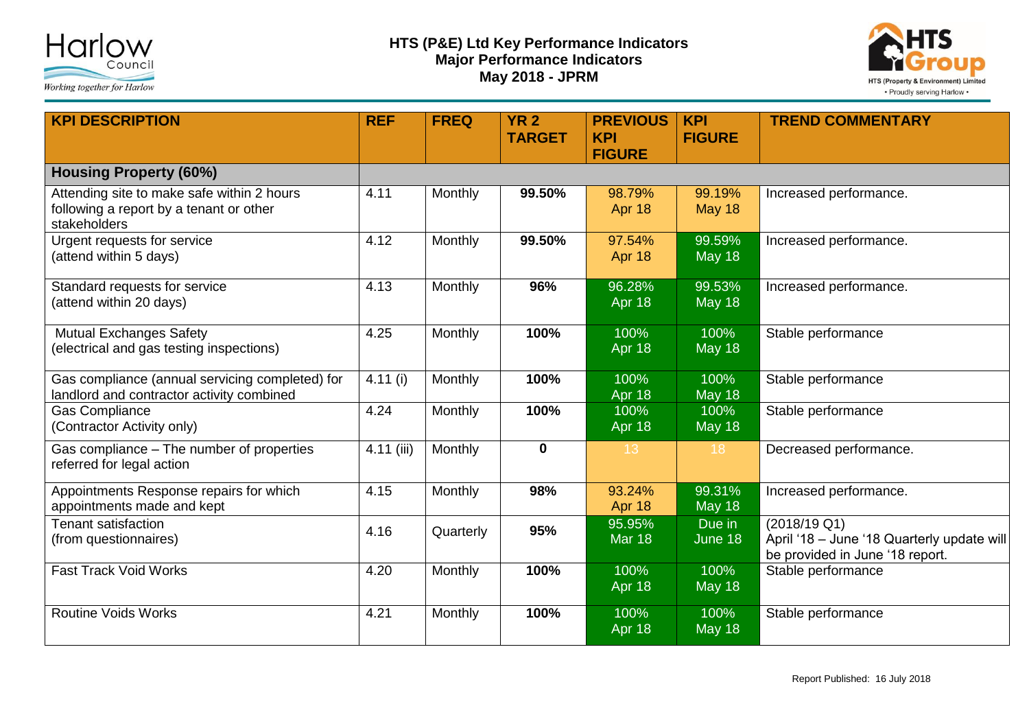# HTS (P&E) Ltd Key Performance Indicators
## Major Performance Indicators
## May 2018 - JPRM

| KPI DESCRIPTION | REF | FREQ | YR 2 TARGET | PREVIOUS KPI FIGURE | KPI FIGURE | TREND COMMENTARY |
|---|---|---|---|---|---|---|
| **Housing Property (60%)** | | | | | | |
| Attending site to make safe within 2 hours following a report by a tenant or other stakeholders | 4.11 | Monthly | **99.50%** | 98.79% Apr 18 | 99.19% May 18 | Increased performance. |
| Urgent requests for service (attend within 5 days) | 4.12 | Monthly | **99.50%** | 97.54% Apr 18 | 99.59% May 18 | Increased performance. |
| Standard requests for service (attend within 20 days) | 4.13 | Monthly | **96%** | 96.28% Apr 18 | 99.53% May 18 | Increased performance. |
| Mutual Exchanges Safety (electrical and gas testing inspections) | 4.25 | Monthly | **100%** | 100% Apr 18 | 100% May 18 | Stable performance |
| Gas compliance (annual servicing completed) for landlord and contractor activity combined | 4.11 (i) | Monthly | **100%** | 100% Apr 18 | 100% May 18 | Stable performance |
| Gas Compliance (Contractor Activity only) | 4.24 | Monthly | **100%** | 100% Apr 18 | 100% May 18 | Stable performance |
| Gas compliance – The number of properties referred for legal action | 4.11 (iii) | Monthly | **0** | 13 | 18 | Decreased performance. |
| Appointments Response repairs for which appointments made and kept | 4.15 | Monthly | **98%** | 93.24% Apr 18 | 99.31% May 18 | Increased performance. |
| Tenant satisfaction (from questionnaires) | 4.16 | Quarterly | **95%** | 95.95% Mar 18 | Due in June 18 | (2018/19 Q1) April '18 – June '18 Quarterly update will be provided in June '18 report. |
| Fast Track Void Works | 4.20 | Monthly | **100%** | 100% Apr 18 | 100% May 18 | Stable performance |
| Routine Voids Works | 4.21 | Monthly | **100%** | 100% Apr 18 | 100% May 18 | Stable performance |

Report Published: 16 July 2018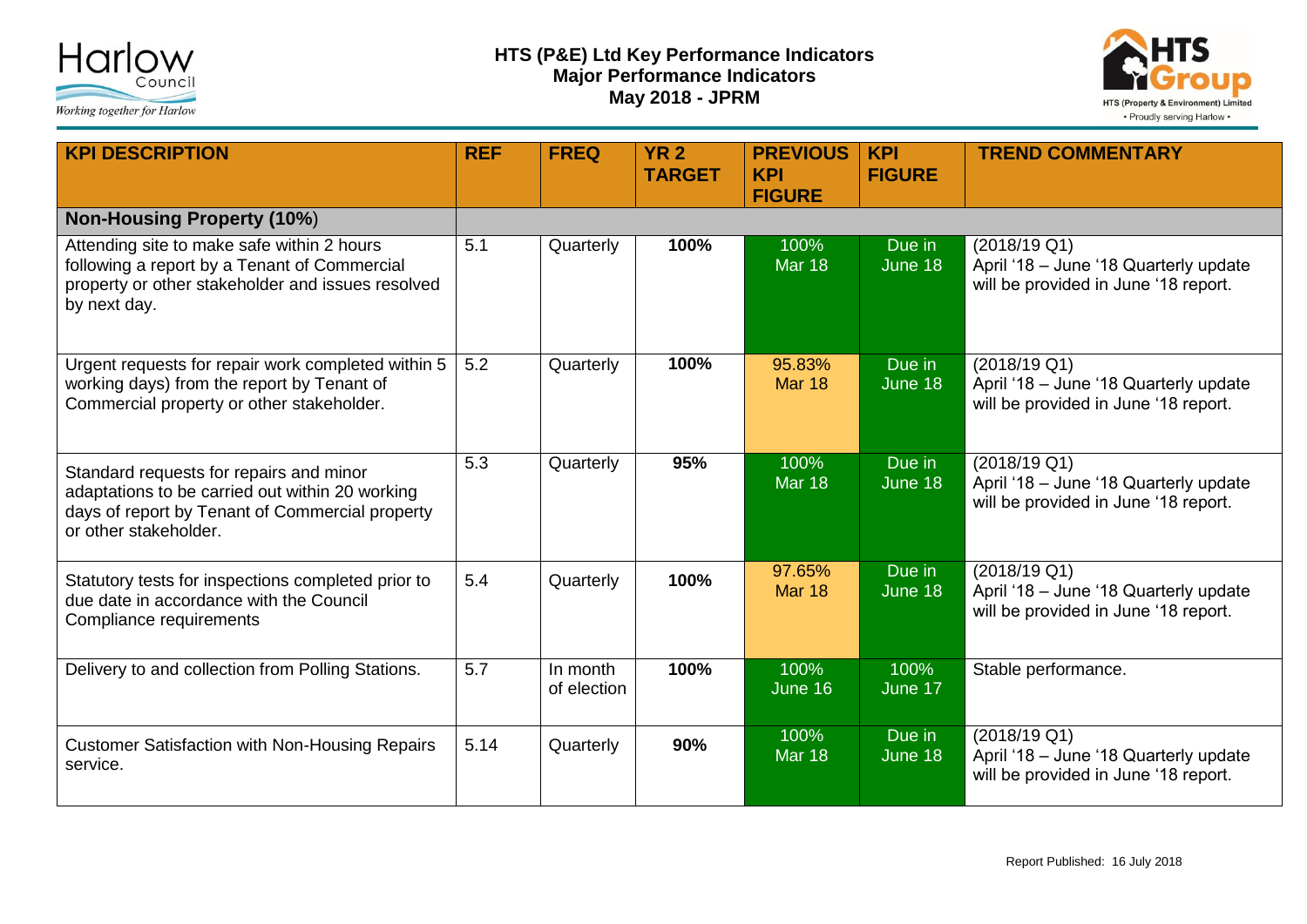# HTS (P&E) Ltd Key Performance Indicators
## Major Performance Indicators
## May 2018 - JPRM

| KPI DESCRIPTION | REF | FREQ | YR 2 TARGET | PREVIOUS KPI FIGURE | KPI FIGURE | TREND COMMENTARY |
|---|---|---|---|---|---|---|
| **Non-Housing Property (10%)** | | | | | | |
| Attending site to make safe within 2 hours following a report by a Tenant of Commercial property or other stakeholder and issues resolved by next day. | 5.1 | Quarterly | **100%** | 100% Mar 18 | Due in June 18 | (2018/19 Q1) April '18 – June '18 Quarterly update will be provided in June '18 report. |
| Urgent requests for repair work completed within 5 working days) from the report by Tenant of Commercial property or other stakeholder. | 5.2 | Quarterly | **100%** | 95.83% Mar 18 | Due in June 18 | (2018/19 Q1) April '18 – June '18 Quarterly update will be provided in June '18 report. |
| Standard requests for repairs and minor adaptations to be carried out within 20 working days of report by Tenant of Commercial property or other stakeholder. | 5.3 | Quarterly | **95%** | 100% Mar 18 | Due in June 18 | (2018/19 Q1) April '18 – June '18 Quarterly update will be provided in June '18 report. |
| Statutory tests for inspections completed prior to due date in accordance with the Council Compliance requirements | 5.4 | Quarterly | **100%** | 97.65% Mar 18 | Due in June 18 | (2018/19 Q1) April '18 – June '18 Quarterly update will be provided in June '18 report. |
| Delivery to and collection from Polling Stations. | 5.7 | In month of election | **100%** | 100% June 16 | 100% June 17 | Stable performance. |
| Customer Satisfaction with Non-Housing Repairs service. | 5.14 | Quarterly | **90%** | 100% Mar 18 | Due in June 18 | (2018/19 Q1) April '18 – June '18 Quarterly update will be provided in June '18 report. |

Report Published: 16 July 2018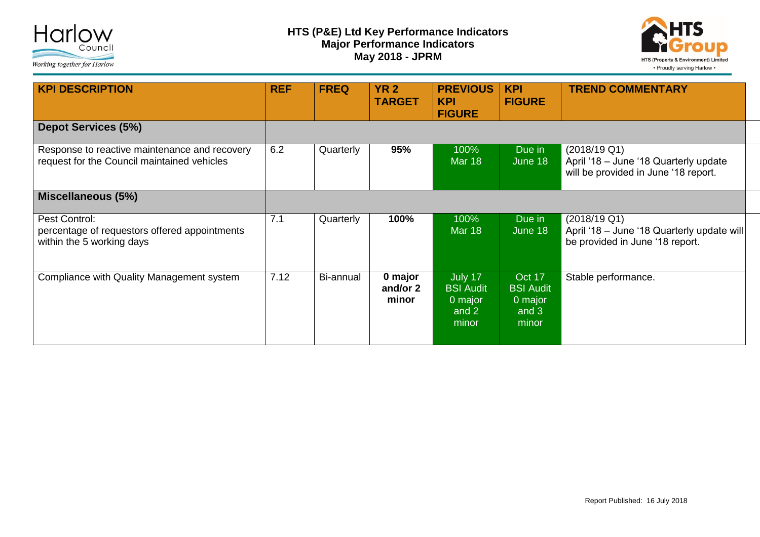# HTS (P&E) Ltd Key Performance Indicators
## Major Performance Indicators
## May 2018 - JPRM

| KPI DESCRIPTION | REF | FREQ | YR 2 TARGET | PREVIOUS KPI FIGURE | KPI FIGURE | TREND COMMENTARY |
|---|---|---|---|---|---|---|
| **Depot Services (5%)** | | | | | | |
| Response to reactive maintenance and recovery request for the Council maintained vehicles | 6.2 | Quarterly | **95%** | 100% Mar 18 | Due in June 18 | (2018/19 Q1) April '18 – June '18 Quarterly update will be provided in June '18 report. |
| **Miscellaneous (5%)** | | | | | | |
| Pest Control: percentage of requestors offered appointments within the 5 working days | 7.1 | Quarterly | **100%** | 100% Mar 18 | Due in June 18 | (2018/19 Q1) April '18 – June '18 Quarterly update will be provided in June '18 report. |
| Compliance with Quality Management system | 7.12 | Bi-annual | **0 major and/or 2 minor** | July 17 BSI Audit 0 major and 2 minor | Oct 17 BSI Audit 0 major and 3 minor | Stable performance. |

Report Published: 16 July 2018